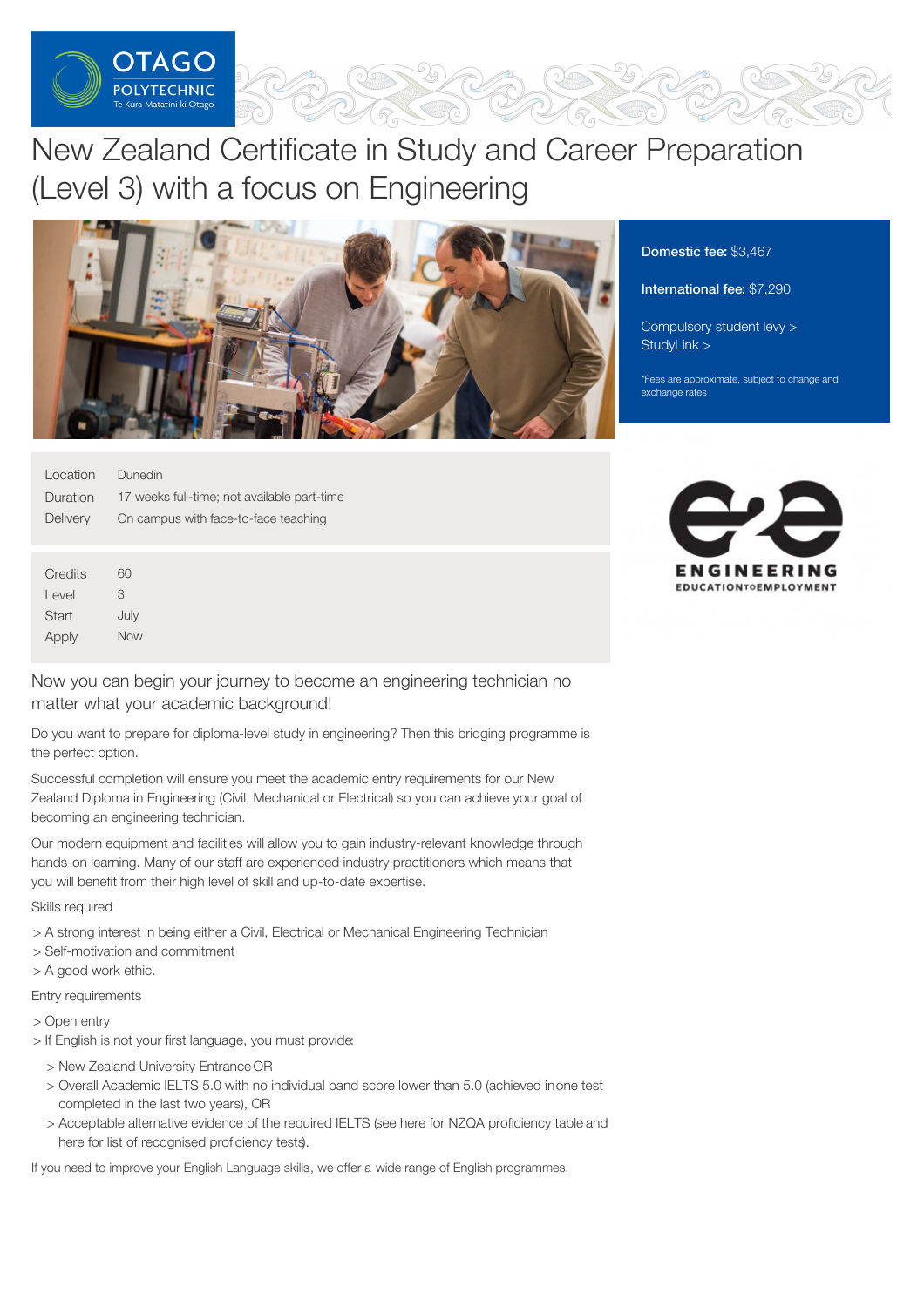# New Zealand Certificate in Study and Career Preparation (Level 3) with a focus on Engineering

**Domestic fee:** $3,467

**International fee:** $7,290

Compulsory student levy >
StudyLink >

*Fees are approximate, subject to change and exchange rates

| | |
|---|---|
| Location | Dunedin |
| Duration | 17 weeks full-time; not available part-time |
| Delivery | On campus with face-to-face teaching |

| | |
|---|---|
| Credits | 60 |
| Level | 3 |
| Start | July |
| Apply | Now |

## Now you can begin your journey to become an engineering technician no matter what your academic background!

Do you want to prepare for diploma-level study in engineering? Then this bridging programme is the perfect option.

Successful completion will ensure you meet the academic entry requirements for our New Zealand Diploma in Engineering (Civil, Mechanical or Electrical) so you can achieve your goal of becoming an engineering technician.

Our modern equipment and facilities will allow you to gain industry-relevant knowledge through hands-on learning. Many of our staff are experienced industry practitioners which means that you will benefit from their high level of skill and up-to-date expertise.

Skills required

> A strong interest in being either a Civil, Electrical or Mechanical Engineering Technician
> Self-motivation and commitment
> A good work ethic.

Entry requirements

> Open entry
> If English is not your first language, you must provide:

> New Zealand University Entrance OR
> Overall Academic IELTS 5.0 with no individual band score lower than 5.0 (achieved in one test completed in the last two years), OR
> Acceptable alternative evidence of the required IELTS (see here for NZQA proficiency table and here for list of recognised proficiency tests).

If you need to improve your English Language skills, we offer a wide range of English programmes.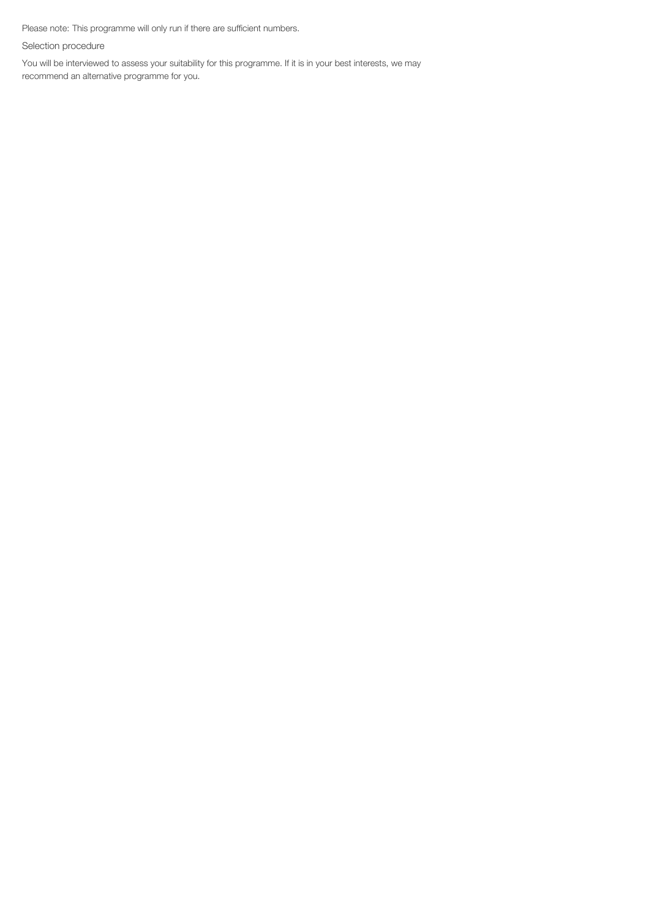Please note: This programme will only run if there are sufficient numbers.

## Selection procedure

You will be interviewed to assess your suitability for this programme. If it is in your best interests, we may recommend an alternative programme for you.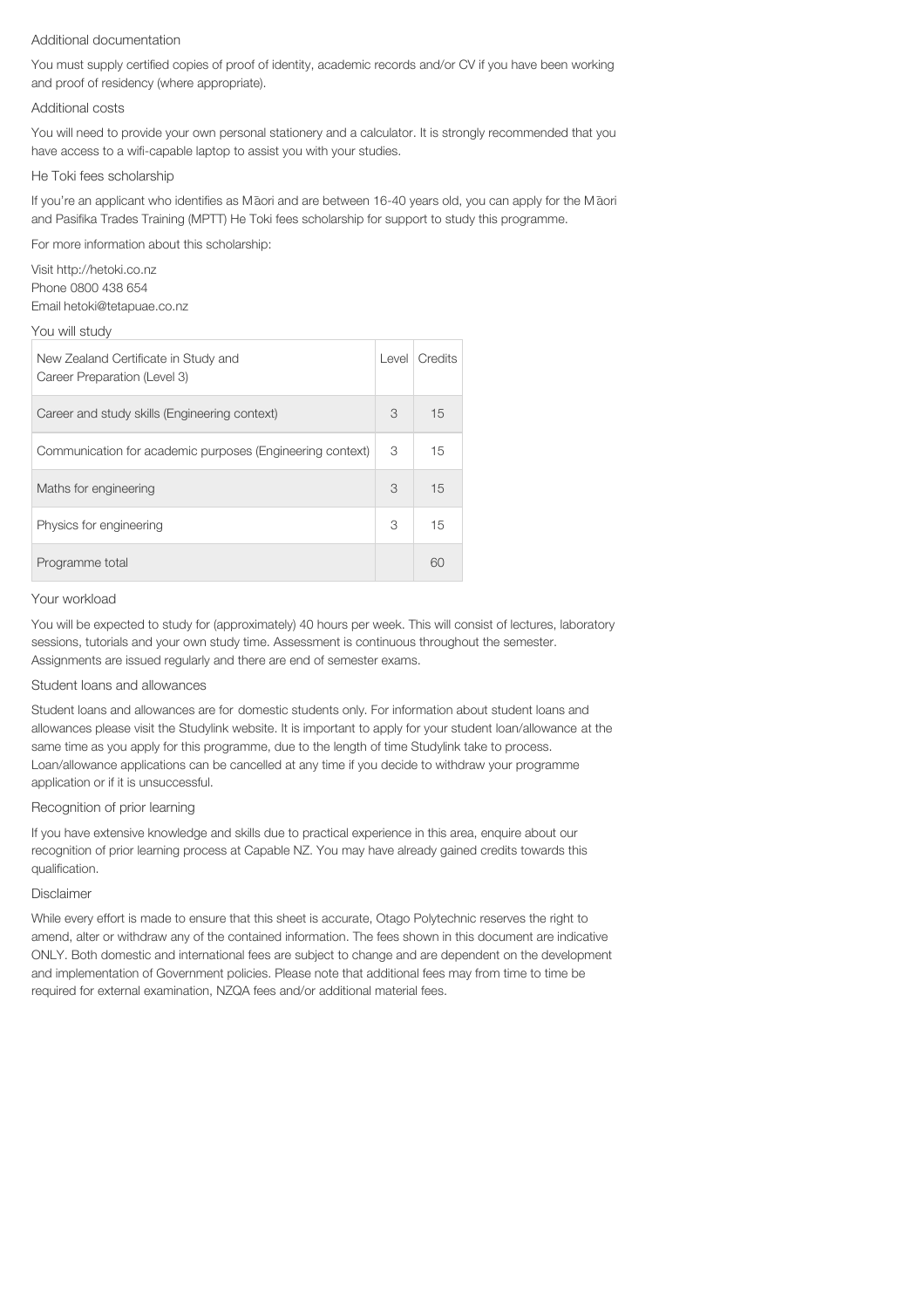### Additional documentation

You must supply certified copies of proof of identity, academic records and/or CV if you have been working and proof of residency (where appropriate).

### Additional costs

You will need to provide your own personal stationery and a calculator. It is strongly recommended that you have access to a wifi-capable laptop to assist you with your studies.

### He Toki fees scholarship

If you're an applicant who identifies as Māori and are between 16-40 years old, you can apply for the Māori and Pasifika Trades Training (MPTT) He Toki fees scholarship for support to study this programme.

For more information about this scholarship:

Visit http://hetoki.co.nz
Phone 0800 438 654
Email hetoki@tetapuae.co.nz

### You will study

| New Zealand Certificate in Study and Career Preparation (Level 3) | Level | Credits |
|---|---|---|
| Career and study skills (Engineering context) | 3 | 15 |
| Communication for academic purposes (Engineering context) | 3 | 15 |
| Maths for engineering | 3 | 15 |
| Physics for engineering | 3 | 15 |
| Programme total | | 60 |

### Your workload

You will be expected to study for (approximately) 40 hours per week. This will consist of lectures, laboratory sessions, tutorials and your own study time. Assessment is continuous throughout the semester. Assignments are issued regularly and there are end of semester exams.

### Student loans and allowances

Student loans and allowances are for domestic students only. For information about student loans and allowances please visit the Studylink website. It is important to apply for your student loan/allowance at the same time as you apply for this programme, due to the length of time Studylink take to process. Loan/allowance applications can be cancelled at any time if you decide to withdraw your programme application or if it is unsuccessful.

### Recognition of prior learning

If you have extensive knowledge and skills due to practical experience in this area, enquire about our recognition of prior learning process at Capable NZ. You may have already gained credits towards this qualification.

### Disclaimer

While every effort is made to ensure that this sheet is accurate, Otago Polytechnic reserves the right to amend, alter or withdraw any of the contained information. The fees shown in this document are indicative ONLY. Both domestic and international fees are subject to change and are dependent on the development and implementation of Government policies. Please note that additional fees may from time to time be required for external examination, NZQA fees and/or additional material fees.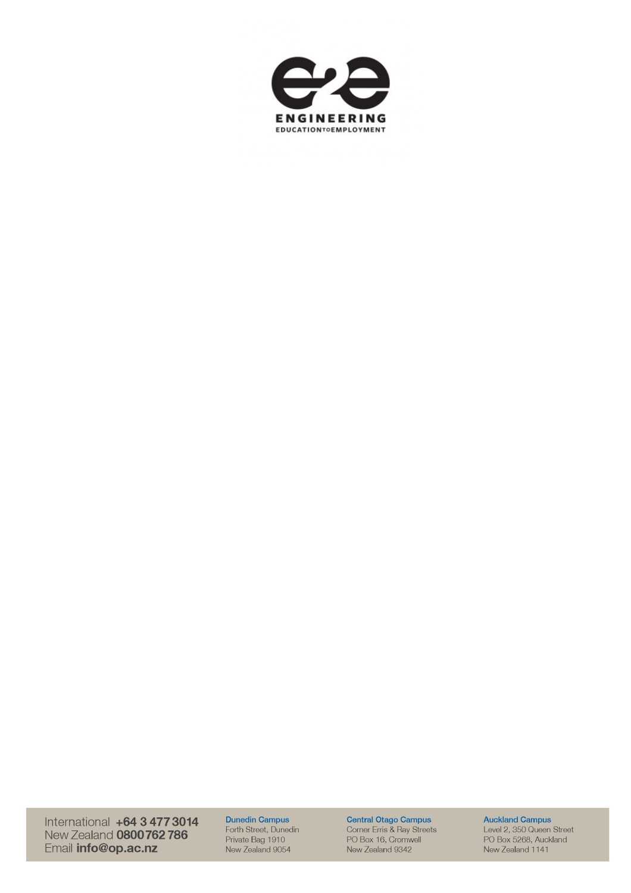ENGINEERING

EDUCATION TO EMPLOYMENT

International **+64 3 477 3014**
New Zealand **0800 762 786**
Email **info@op.ac.nz**

**Dunedin Campus**
Forth Street, Dunedin
Private Bag 1910
New Zealand 9054

**Central Otago Campus**
Corner Erris & Ray Streets
PO Box 16, Cromwell
New Zealand 9342

**Auckland Campus**
Level 2, 350 Queen Street
PO Box 5268, Auckland
New Zealand 1141